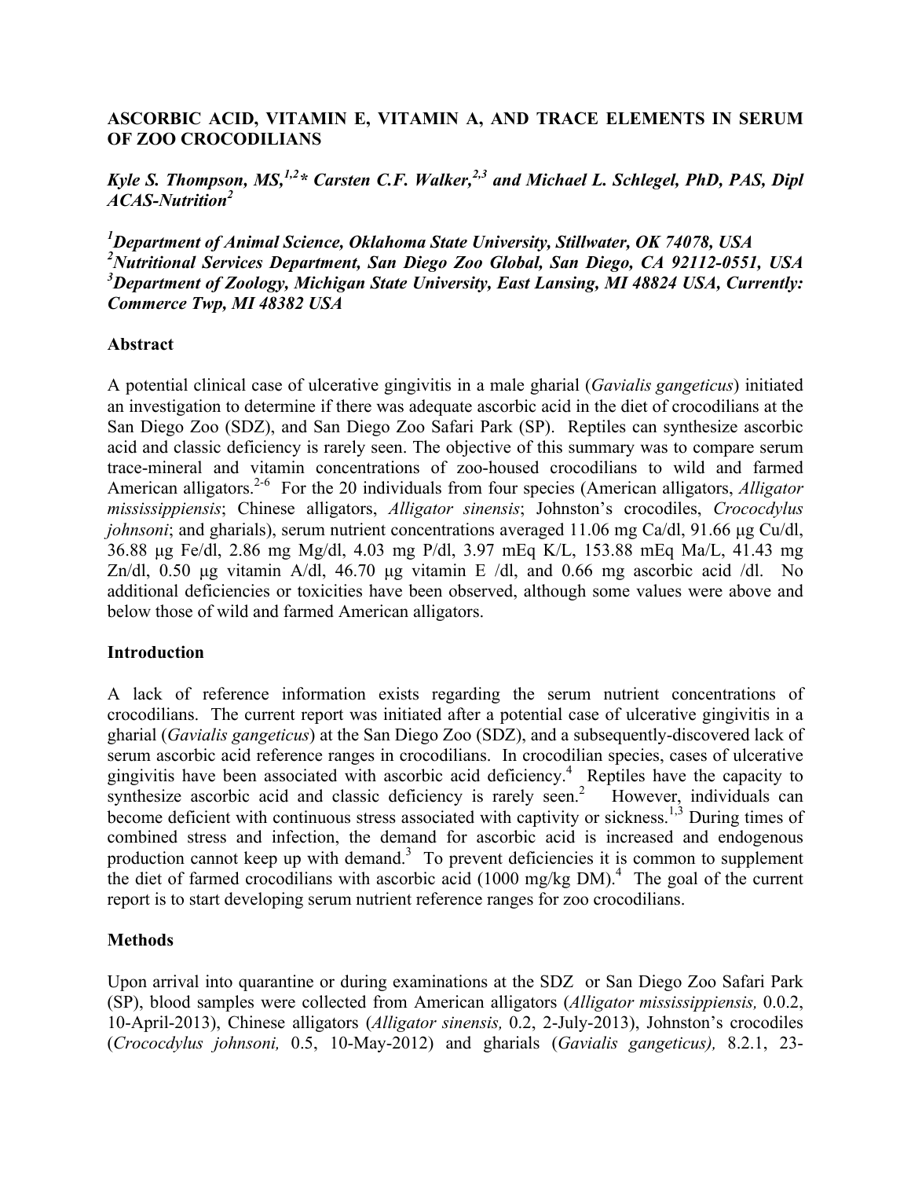# ASCORBIC ACID, VITAMIN E, VITAMIN A, AND TRACE ELEMENTS IN SERUM OF ZOO CROCODILIANS

***Kyle S. Thompson, MS,[1,2]\* Carsten C.F. Walker,[2,3] and Michael L. Schlegel, PhD, PAS, Dipl ACAS-Nutrition[2]***

***[1]Department of Animal Science, Oklahoma State University, Stillwater, OK 74078, USA***
***[2]Nutritional Services Department, San Diego Zoo Global, San Diego, CA 92112-0551, USA***
***[3]Department of Zoology, Michigan State University, East Lansing, MI 48824 USA, Currently: Commerce Twp, MI 48382 USA***

## Abstract

A potential clinical case of ulcerative gingivitis in a male gharial (*Gavialis gangeticus*) initiated an investigation to determine if there was adequate ascorbic acid in the diet of crocodilians at the San Diego Zoo (SDZ), and San Diego Zoo Safari Park (SP). Reptiles can synthesize ascorbic acid and classic deficiency is rarely seen. The objective of this summary was to compare serum trace-mineral and vitamin concentrations of zoo-housed crocodilians to wild and farmed American alligators.[2-6] For the 20 individuals from four species (American alligators, *Alligator mississippiensis*; Chinese alligators, *Alligator sinensis*; Johnston's crocodiles, *Crococdylus johnsoni*; and gharials), serum nutrient concentrations averaged 11.06 mg Ca/dl, 91.66 µg Cu/dl, 36.88 µg Fe/dl, 2.86 mg Mg/dl, 4.03 mg P/dl, 3.97 mEq K/L, 153.88 mEq Ma/L, 41.43 mg Zn/dl, 0.50 µg vitamin A/dl, 46.70 µg vitamin E /dl, and 0.66 mg ascorbic acid /dl. No additional deficiencies or toxicities have been observed, although some values were above and below those of wild and farmed American alligators.

## Introduction

A lack of reference information exists regarding the serum nutrient concentrations of crocodilians. The current report was initiated after a potential case of ulcerative gingivitis in a gharial (*Gavialis gangeticus*) at the San Diego Zoo (SDZ), and a subsequently-discovered lack of serum ascorbic acid reference ranges in crocodilians. In crocodilian species, cases of ulcerative gingivitis have been associated with ascorbic acid deficiency.[4] Reptiles have the capacity to synthesize ascorbic acid and classic deficiency is rarely seen.[2] However, individuals can become deficient with continuous stress associated with captivity or sickness.[1,3] During times of combined stress and infection, the demand for ascorbic acid is increased and endogenous production cannot keep up with demand.[3] To prevent deficiencies it is common to supplement the diet of farmed crocodilians with ascorbic acid (1000 mg/kg DM).[4] The goal of the current report is to start developing serum nutrient reference ranges for zoo crocodilians.

## Methods

Upon arrival into quarantine or during examinations at the SDZ or San Diego Zoo Safari Park (SP), blood samples were collected from American alligators (*Alligator mississippiensis,* 0.0.2, 10-April-2013), Chinese alligators (*Alligator sinensis,* 0.2, 2-July-2013), Johnston's crocodiles (*Crococdylus johnsoni,* 0.5, 10-May-2012) and gharials (*Gavialis gangeticus),* 8.2.1, 23-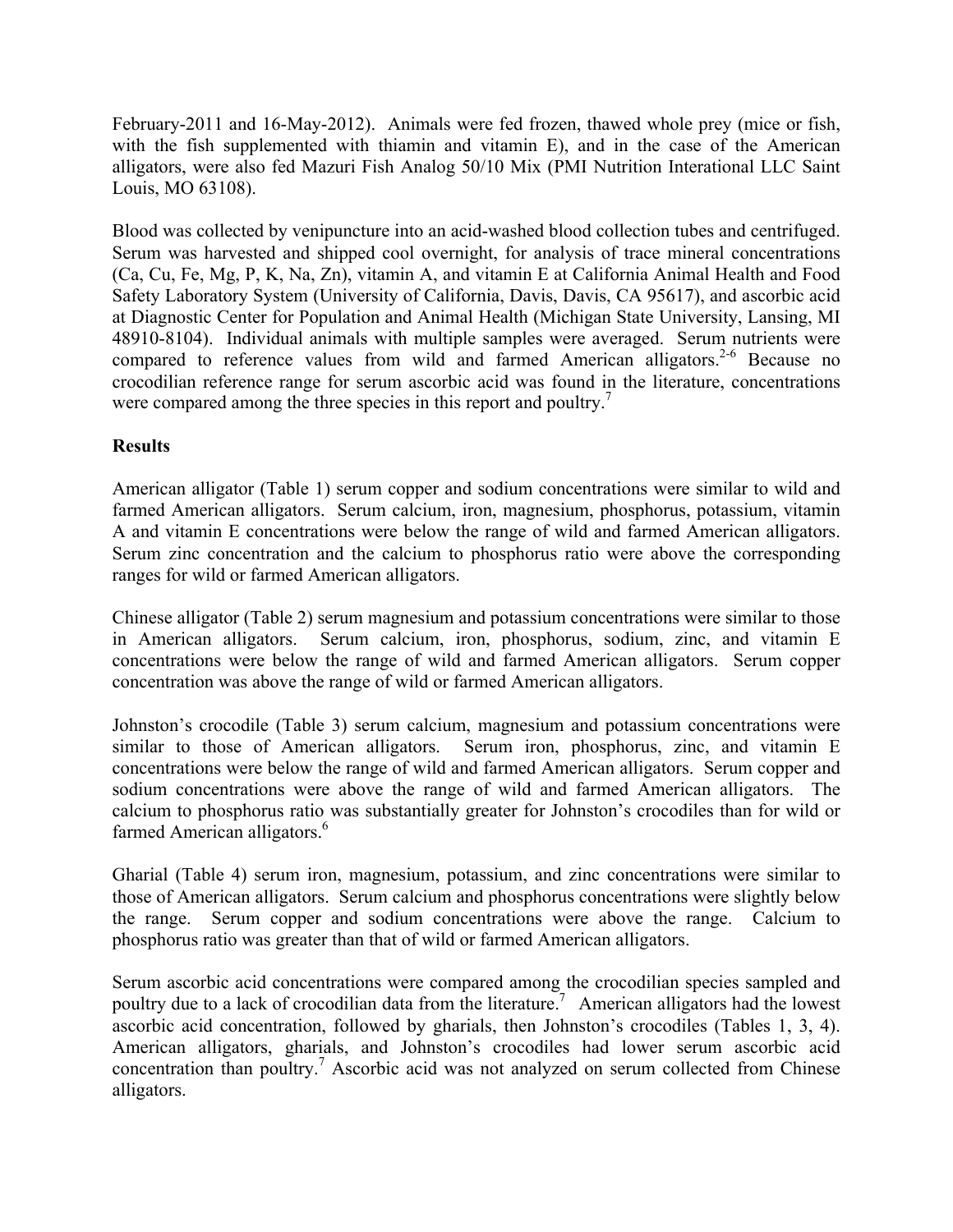February-2011 and 16-May-2012). Animals were fed frozen, thawed whole prey (mice or fish, with the fish supplemented with thiamin and vitamin E), and in the case of the American alligators, were also fed Mazuri Fish Analog 50/10 Mix (PMI Nutrition International LLC Saint Louis, MO 63108).

Blood was collected by venipuncture into an acid-washed blood collection tubes and centrifuged. Serum was harvested and shipped cool overnight, for analysis of trace mineral concentrations (Ca, Cu, Fe, Mg, P, K, Na, Zn), vitamin A, and vitamin E at California Animal Health and Food Safety Laboratory System (University of California, Davis, Davis, CA 95617), and ascorbic acid at Diagnostic Center for Population and Animal Health (Michigan State University, Lansing, MI 48910-8104). Individual animals with multiple samples were averaged. Serum nutrients were compared to reference values from wild and farmed American alligators.[2-6] Because no crocodilian reference range for serum ascorbic acid was found in the literature, concentrations were compared among the three species in this report and poultry.[7]

## Results

American alligator (Table 1) serum copper and sodium concentrations were similar to wild and farmed American alligators. Serum calcium, iron, magnesium, phosphorus, potassium, vitamin A and vitamin E concentrations were below the range of wild and farmed American alligators. Serum zinc concentration and the calcium to phosphorus ratio were above the corresponding ranges for wild or farmed American alligators.

Chinese alligator (Table 2) serum magnesium and potassium concentrations were similar to those in American alligators. Serum calcium, iron, phosphorus, sodium, zinc, and vitamin E concentrations were below the range of wild and farmed American alligators. Serum copper concentration was above the range of wild or farmed American alligators.

Johnston's crocodile (Table 3) serum calcium, magnesium and potassium concentrations were similar to those of American alligators. Serum iron, phosphorus, zinc, and vitamin E concentrations were below the range of wild and farmed American alligators. Serum copper and sodium concentrations were above the range of wild and farmed American alligators. The calcium to phosphorus ratio was substantially greater for Johnston's crocodiles than for wild or farmed American alligators.[6]

Gharial (Table 4) serum iron, magnesium, potassium, and zinc concentrations were similar to those of American alligators. Serum calcium and phosphorus concentrations were slightly below the range. Serum copper and sodium concentrations were above the range. Calcium to phosphorus ratio was greater than that of wild or farmed American alligators.

Serum ascorbic acid concentrations were compared among the crocodilian species sampled and poultry due to a lack of crocodilian data from the literature.[7] American alligators had the lowest ascorbic acid concentration, followed by gharials, then Johnston's crocodiles (Tables 1, 3, 4). American alligators, gharials, and Johnston's crocodiles had lower serum ascorbic acid concentration than poultry.[7] Ascorbic acid was not analyzed on serum collected from Chinese alligators.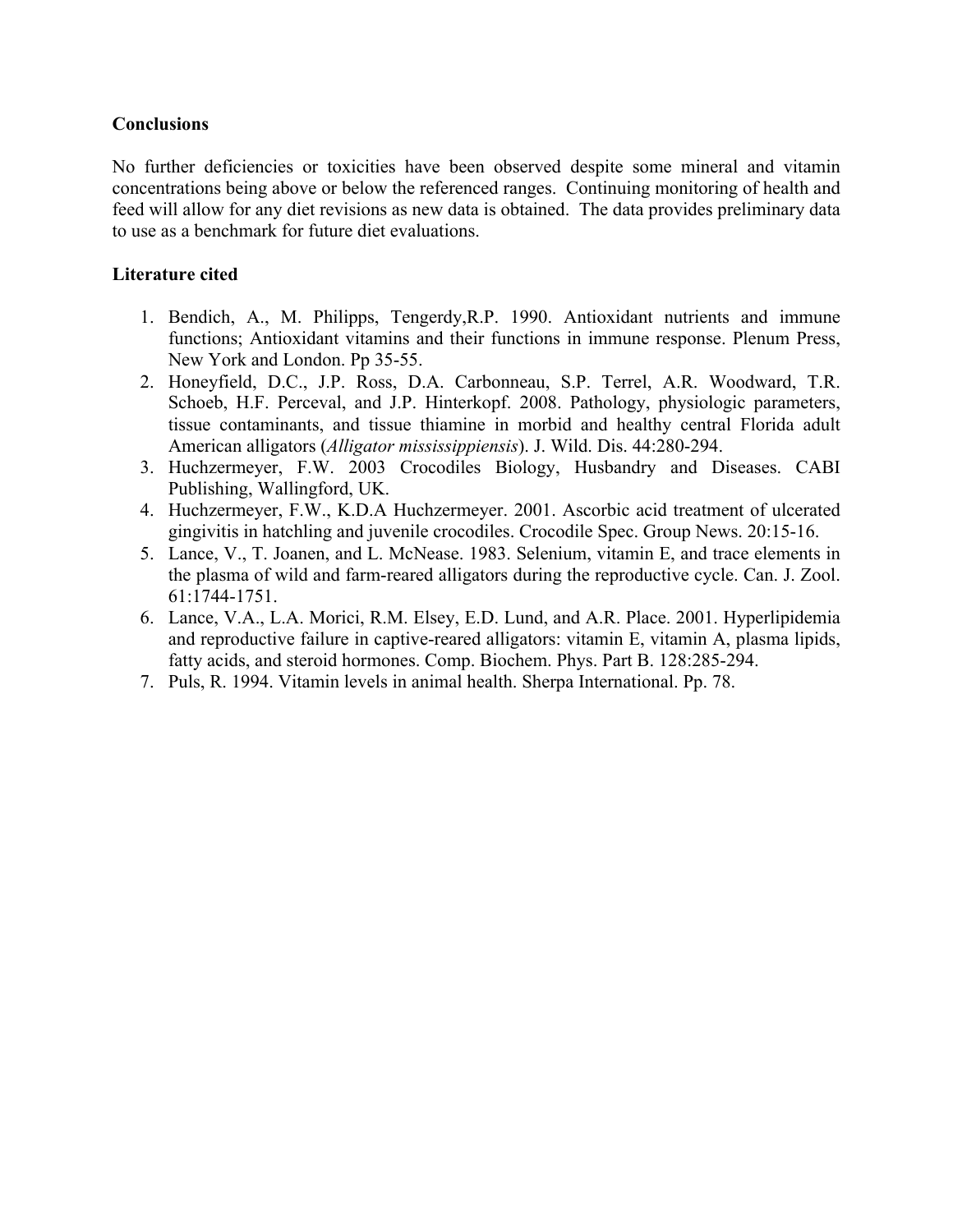## Conclusions

No further deficiencies or toxicities have been observed despite some mineral and vitamin concentrations being above or below the referenced ranges. Continuing monitoring of health and feed will allow for any diet revisions as new data is obtained. The data provides preliminary data to use as a benchmark for future diet evaluations.

## Literature cited

1. Bendich, A., M. Philipps, Tengerdy,R.P. 1990. Antioxidant nutrients and immune functions; Antioxidant vitamins and their functions in immune response. Plenum Press, New York and London. Pp 35-55.
2. Honeyfield, D.C., J.P. Ross, D.A. Carbonneau, S.P. Terrel, A.R. Woodward, T.R. Schoeb, H.F. Perceval, and J.P. Hinterkopf. 2008. Pathology, physiologic parameters, tissue contaminants, and tissue thiamine in morbid and healthy central Florida adult American alligators (*Alligator mississippiensis*). J. Wild. Dis. 44:280-294.
3. Huchzermeyer, F.W. 2003 Crocodiles Biology, Husbandry and Diseases. CABI Publishing, Wallingford, UK.
4. Huchzermeyer, F.W., K.D.A Huchzermeyer. 2001. Ascorbic acid treatment of ulcerated gingivitis in hatchling and juvenile crocodiles. Crocodile Spec. Group News. 20:15-16.
5. Lance, V., T. Joanen, and L. McNease. 1983. Selenium, vitamin E, and trace elements in the plasma of wild and farm-reared alligators during the reproductive cycle. Can. J. Zool. 61:1744-1751.
6. Lance, V.A., L.A. Morici, R.M. Elsey, E.D. Lund, and A.R. Place. 2001. Hyperlipidemia and reproductive failure in captive-reared alligators: vitamin E, vitamin A, plasma lipids, fatty acids, and steroid hormones. Comp. Biochem. Phys. Part B. 128:285-294.
7. Puls, R. 1994. Vitamin levels in animal health. Sherpa International. Pp. 78.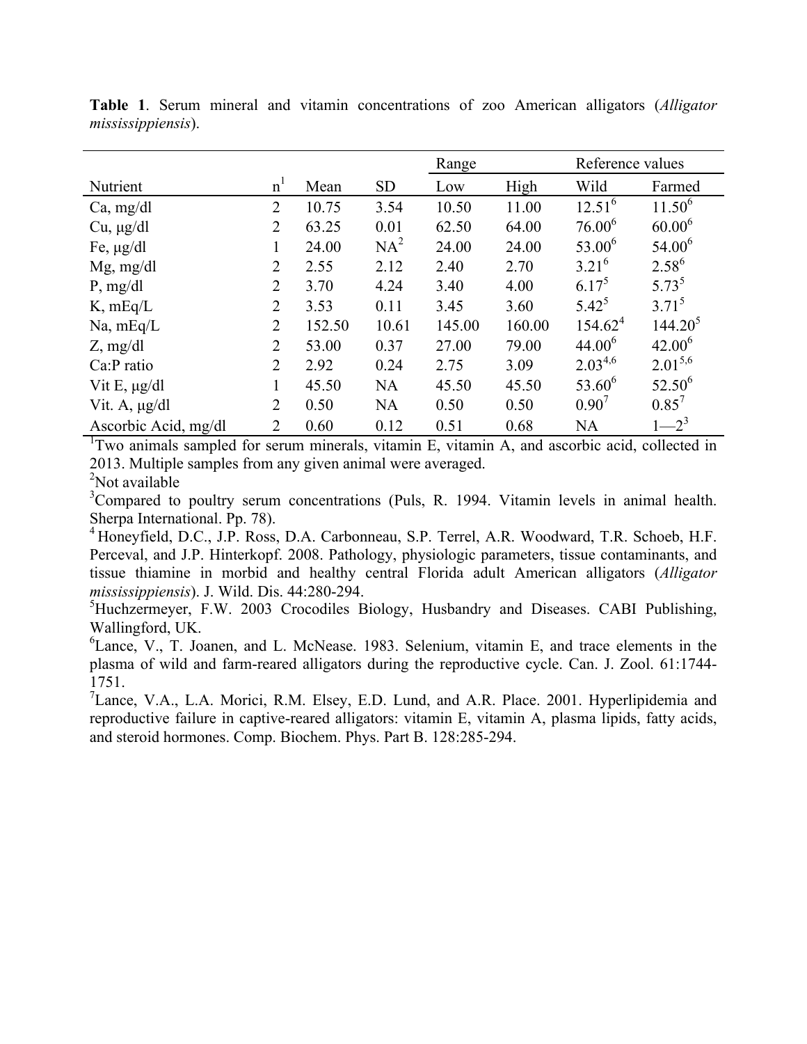**Table 1**. Serum mineral and vitamin concentrations of zoo American alligators (*Alligator mississippiensis*).

| | | | | Range | | Reference values | |
|---|---|---|---|---|---|---|---|
| Nutrient | n[1] | Mean | SD | Low | High | Wild | Farmed |
| Ca, mg/dl | 2 | 10.75 | 3.54 | 10.50 | 11.00 | 12.51[6] | 11.50[6] |
| Cu, µg/dl | 2 | 63.25 | 0.01 | 62.50 | 64.00 | 76.00[6] | 60.00[6] |
| Fe, µg/dl | 1 | 24.00 | NA[2] | 24.00 | 24.00 | 53.00[6] | 54.00[6] |
| Mg, mg/dl | 2 | 2.55 | 2.12 | 2.40 | 2.70 | 3.21[6] | 2.58[6] |
| P, mg/dl | 2 | 3.70 | 4.24 | 3.40 | 4.00 | 6.17[5] | 5.73[5] |
| K, mEq/L | 2 | 3.53 | 0.11 | 3.45 | 3.60 | 5.42[5] | 3.71[5] |
| Na, mEq/L | 2 | 152.50 | 10.61 | 145.00 | 160.00 | 154.62[4] | 144.20[5] |
| Z, mg/dl | 2 | 53.00 | 0.37 | 27.00 | 79.00 | 44.00[6] | 42.00[6] |
| Ca:P ratio | 2 | 2.92 | 0.24 | 2.75 | 3.09 | 2.03[4,6] | 2.01[5,6] |
| Vit E, µg/dl | 1 | 45.50 | NA | 45.50 | 45.50 | 53.60[6] | 52.50[6] |
| Vit. A, µg/dl | 2 | 0.50 | NA | 0.50 | 0.50 | 0.90[7] | 0.85[7] |
| Ascorbic Acid, mg/dl | 2 | 0.60 | 0.12 | 0.51 | 0.68 | NA | 1—2[3] |

[1]Two animals sampled for serum minerals, vitamin E, vitamin A, and ascorbic acid, collected in 2013. Multiple samples from any given animal were averaged.

[2]Not available

[3]Compared to poultry serum concentrations (Puls, R. 1994. Vitamin levels in animal health. Sherpa International. Pp. 78).

[4]Honeyfield, D.C., J.P. Ross, D.A. Carbonneau, S.P. Terrel, A.R. Woodward, T.R. Schoeb, H.F. Perceval, and J.P. Hinterkopf. 2008. Pathology, physiologic parameters, tissue contaminants, and tissue thiamine in morbid and healthy central Florida adult American alligators (*Alligator mississippiensis*). J. Wild. Dis. 44:280-294.

[5]Huchzermeyer, F.W. 2003 Crocodiles Biology, Husbandry and Diseases. CABI Publishing, Wallingford, UK.

[6]Lance, V., T. Joanen, and L. McNease. 1983. Selenium, vitamin E, and trace elements in the plasma of wild and farm-reared alligators during the reproductive cycle. Can. J. Zool. 61:1744-1751.

[7]Lance, V.A., L.A. Morici, R.M. Elsey, E.D. Lund, and A.R. Place. 2001. Hyperlipidemia and reproductive failure in captive-reared alligators: vitamin E, vitamin A, plasma lipids, fatty acids, and steroid hormones. Comp. Biochem. Phys. Part B. 128:285-294.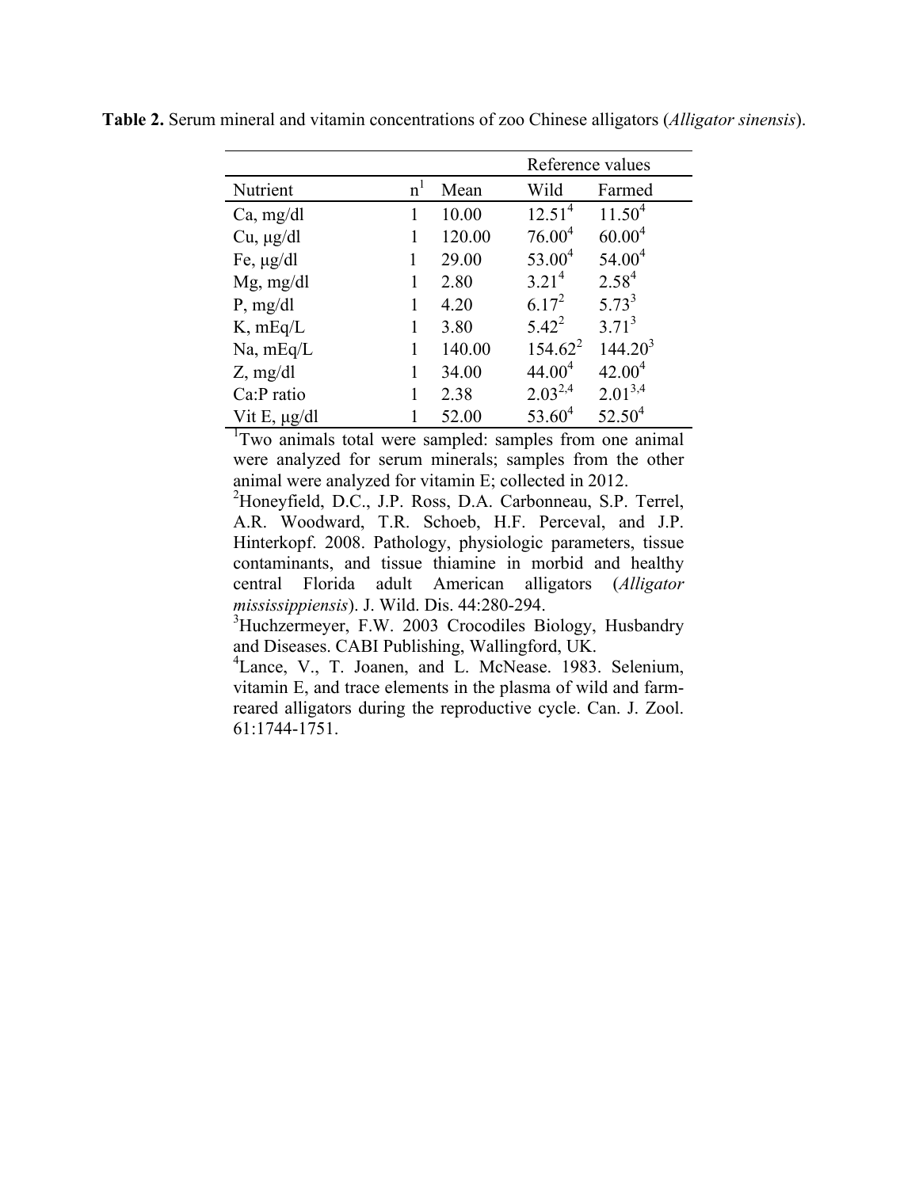**Table 2.** Serum mineral and vitamin concentrations of zoo Chinese alligators (*Alligator sinensis*).

| | | | Reference values | |
|---|---|---|---|---|
| Nutrient | n[1] | Mean | Wild | Farmed |
| Ca, mg/dl | 1 | 10.00 | 12.51[4] | 11.50[4] |
| Cu, µg/dl | 1 | 120.00 | 76.00[4] | 60.00[4] |
| Fe, µg/dl | 1 | 29.00 | 53.00[4] | 54.00[4] |
| Mg, mg/dl | 1 | 2.80 | 3.21[4] | 2.58[4] |
| P, mg/dl | 1 | 4.20 | 6.17[2] | 5.73[3] |
| K, mEq/L | 1 | 3.80 | 5.42[2] | 3.71[3] |
| Na, mEq/L | 1 | 140.00 | 154.62[2] | 144.20[3] |
| Z, mg/dl | 1 | 34.00 | 44.00[4] | 42.00[4] |
| Ca:P ratio | 1 | 2.38 | 2.03[2,4] | 2.01[3,4] |
| Vit E, µg/dl | 1 | 52.00 | 53.60[4] | 52.50[4] |

[1]Two animals total were sampled: samples from one animal were analyzed for serum minerals; samples from the other animal were analyzed for vitamin E; collected in 2012.

[2]Honeyfield, D.C., J.P. Ross, D.A. Carbonneau, S.P. Terrel, A.R. Woodward, T.R. Schoeb, H.F. Perceval, and J.P. Hinterkopf. 2008. Pathology, physiologic parameters, tissue contaminants, and tissue thiamine in morbid and healthy central Florida adult American alligators (*Alligator mississippiensis*). J. Wild. Dis. 44:280-294.

[3]Huchzermeyer, F.W. 2003 Crocodiles Biology, Husbandry and Diseases. CABI Publishing, Wallingford, UK.

[4]Lance, V., T. Joanen, and L. McNease. 1983. Selenium, vitamin E, and trace elements in the plasma of wild and farm-reared alligators during the reproductive cycle. Can. J. Zool. 61:1744-1751.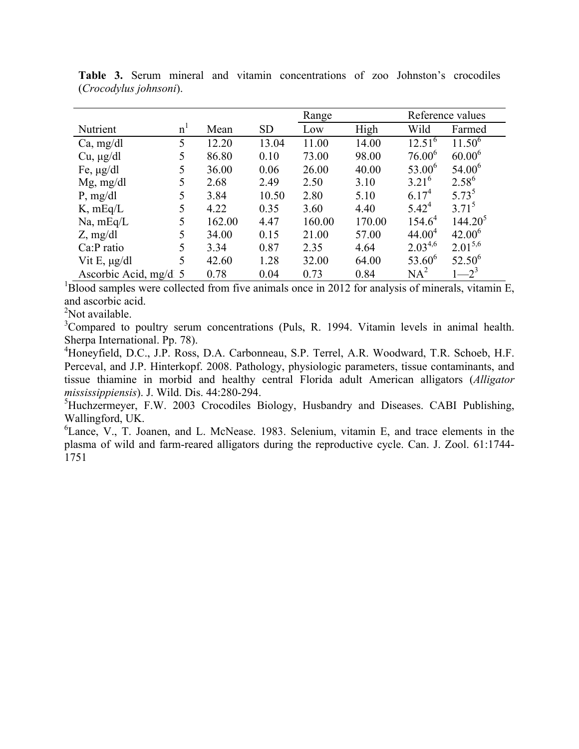**Table 3.** Serum mineral and vitamin concentrations of zoo Johnston's crocodiles (*Crocodylus johnsoni*).

| Nutrient | n[1] | Mean | SD | Range | | Reference values | |
|---|---|---|---|---|---|---|---|
| | | | | Low | High | Wild | Farmed |
| Ca, mg/dl | 5 | 12.20 | 13.04 | 11.00 | 14.00 | 12.51[6] | 11.50[6] |
| Cu, μg/dl | 5 | 86.80 | 0.10 | 73.00 | 98.00 | 76.00[6] | 60.00[6] |
| Fe, μg/dl | 5 | 36.00 | 0.06 | 26.00 | 40.00 | 53.00[6] | 54.00[6] |
| Mg, mg/dl | 5 | 2.68 | 2.49 | 2.50 | 3.10 | 3.21[6] | 2.58[6] |
| P, mg/dl | 5 | 3.84 | 10.50 | 2.80 | 5.10 | 6.17[4] | 5.73[5] |
| K, mEq/L | 5 | 4.22 | 0.35 | 3.60 | 4.40 | 5.42[4] | 3.71[5] |
| Na, mEq/L | 5 | 162.00 | 4.47 | 160.00 | 170.00 | 154.6[4] | 144.20[5] |
| Z, mg/dl | 5 | 34.00 | 0.15 | 21.00 | 57.00 | 44.00[4] | 42.00[6] |
| Ca:P ratio | 5 | 3.34 | 0.87 | 2.35 | 4.64 | 2.03[4,6] | 2.01[5,6] |
| Vit E, μg/dl | 5 | 42.60 | 1.28 | 32.00 | 64.00 | 53.60[6] | 52.50[6] |
| Ascorbic Acid, mg/dl | 5 | 0.78 | 0.04 | 0.73 | 0.84 | NA[2] | 1—2[3] |

[1]Blood samples were collected from five animals once in 2012 for analysis of minerals, vitamin E, and ascorbic acid.

[2]Not available.

[3]Compared to poultry serum concentrations (Puls, R. 1994. Vitamin levels in animal health. Sherpa International. Pp. 78).

[4]Honeyfield, D.C., J.P. Ross, D.A. Carbonneau, S.P. Terrel, A.R. Woodward, T.R. Schoeb, H.F. Perceval, and J.P. Hinterkopf. 2008. Pathology, physiologic parameters, tissue contaminants, and tissue thiamine in morbid and healthy central Florida adult American alligators (*Alligator mississippiensis*). J. Wild. Dis. 44:280-294.

[5]Huchzermeyer, F.W. 2003 Crocodiles Biology, Husbandry and Diseases. CABI Publishing, Wallingford, UK.

[6]Lance, V., T. Joanen, and L. McNease. 1983. Selenium, vitamin E, and trace elements in the plasma of wild and farm-reared alligators during the reproductive cycle. Can. J. Zool. 61:1744-1751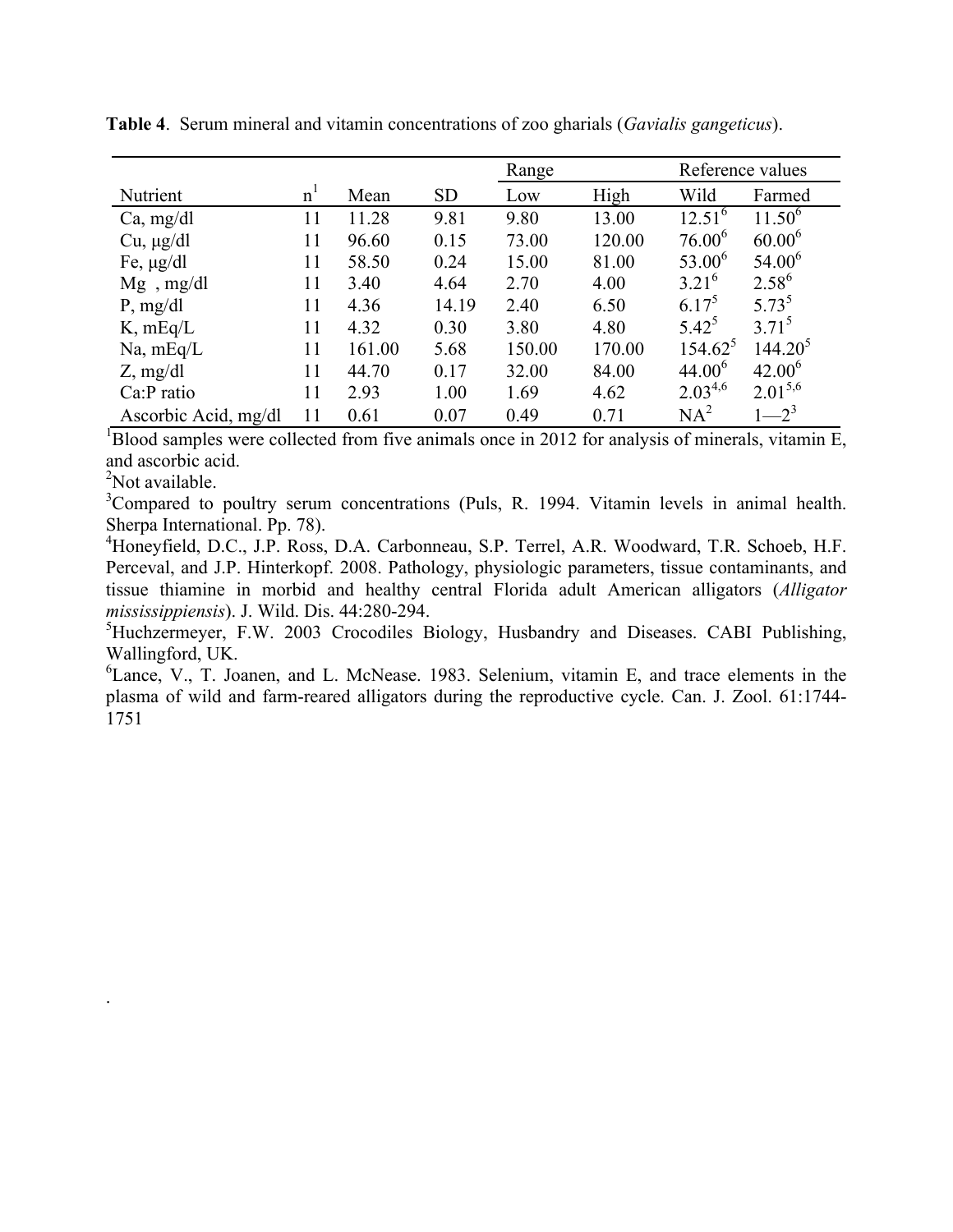**Table 4**. Serum mineral and vitamin concentrations of zoo gharials (*Gavialis gangeticus*).

| | | | | Range | | Reference values | |
|---|---|---|---|---|---|---|---|
| Nutrient | n[1] | Mean | SD | Low | High | Wild | Farmed |
| Ca, mg/dl | 11 | 11.28 | 9.81 | 9.80 | 13.00 | 12.51[6] | 11.50[6] |
| Cu, µg/dl | 11 | 96.60 | 0.15 | 73.00 | 120.00 | 76.00[6] | 60.00[6] |
| Fe, µg/dl | 11 | 58.50 | 0.24 | 15.00 | 81.00 | 53.00[6] | 54.00[6] |
| Mg , mg/dl | 11 | 3.40 | 4.64 | 2.70 | 4.00 | 3.21[6] | 2.58[6] |
| P, mg/dl | 11 | 4.36 | 14.19 | 2.40 | 6.50 | 6.17[5] | 5.73[5] |
| K, mEq/L | 11 | 4.32 | 0.30 | 3.80 | 4.80 | 5.42[5] | 3.71[5] |
| Na, mEq/L | 11 | 161.00 | 5.68 | 150.00 | 170.00 | 154.62[5] | 144.20[5] |
| Z, mg/dl | 11 | 44.70 | 0.17 | 32.00 | 84.00 | 44.00[6] | 42.00[6] |
| Ca:P ratio | 11 | 2.93 | 1.00 | 1.69 | 4.62 | 2.03[4,6] | 2.01[5,6] |
| Ascorbic Acid, mg/dl | 11 | 0.61 | 0.07 | 0.49 | 0.71 | NA[2] | 1—2[3] |

[1]Blood samples were collected from five animals once in 2012 for analysis of minerals, vitamin E, and ascorbic acid.

[2]Not available.

[3]Compared to poultry serum concentrations (Puls, R. 1994. Vitamin levels in animal health. Sherpa International. Pp. 78).

[4]Honeyfield, D.C., J.P. Ross, D.A. Carbonneau, S.P. Terrel, A.R. Woodward, T.R. Schoeb, H.F. Perceval, and J.P. Hinterkopf. 2008. Pathology, physiologic parameters, tissue contaminants, and tissue thiamine in morbid and healthy central Florida adult American alligators (*Alligator mississippiensis*). J. Wild. Dis. 44:280-294.

[5]Huchzermeyer, F.W. 2003 Crocodiles Biology, Husbandry and Diseases. CABI Publishing, Wallingford, UK.

[6]Lance, V., T. Joanen, and L. McNease. 1983. Selenium, vitamin E, and trace elements in the plasma of wild and farm-reared alligators during the reproductive cycle. Can. J. Zool. 61:1744-1751

.